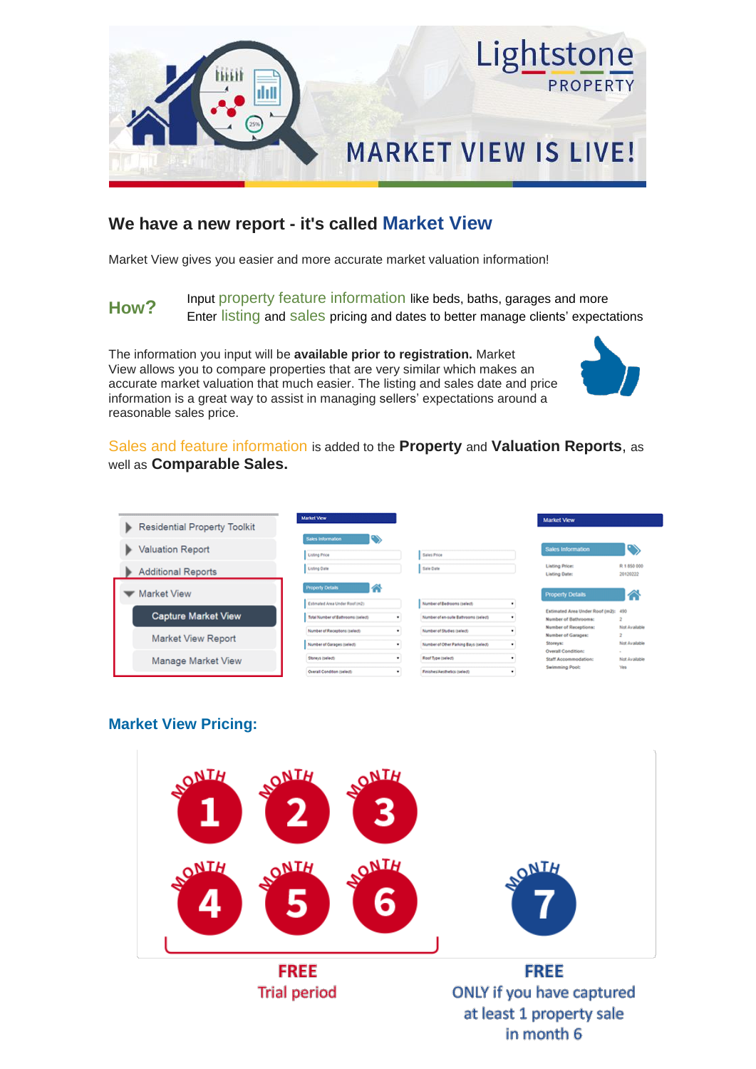# MARKET VIEW IS LIVE!

## We have a new report - it's called Market View

Market View gives you easier and more accurate market valuation information!

**How?**

Input property feature information like beds, baths, garages and more
Enter listing and sales pricing and dates to better manage clients' expectations

The information you input will be **available prior to registration.** Market View allows you to compare properties that are very similar which makes an accurate market valuation that much easier. The listing and sales date and price information is a great way to assist in managing sellers' expectations around a reasonable sales price.

Sales and feature information is added to the **Property** and **Valuation Reports**, as well as **Comparable Sales.**

### Market View Pricing:

Month 1, Month 2, Month 3, Month 4, Month 5, Month 6: **FREE** Trial period

Month 7: **FREE** ONLY if you have captured at least 1 property sale in month 6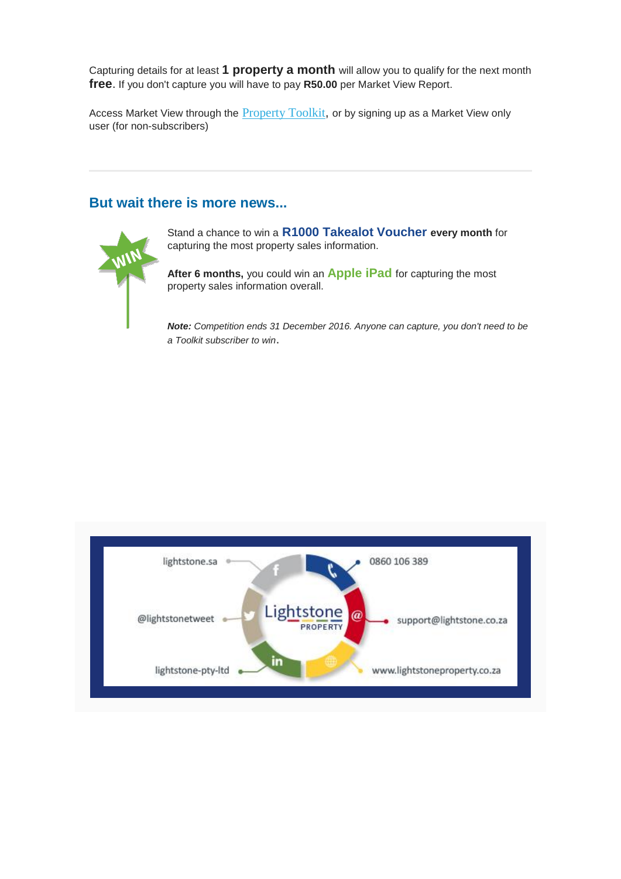Capturing details for at least **1 property a month** will allow you to qualify for the next month **free**. If you don't capture you will have to pay **R50.00** per Market View Report.

Access Market View through the Property Toolkit, or by signing up as a Market View only user (for non-subscribers)

---

## But wait there is more news...

WIN

Stand a chance to win a **R1000 Takealot Voucher** **every month** for capturing the most property sales information.

**After 6 months,** you could win an **Apple iPad** for capturing the most property sales information overall.

***Note:*** *Competition ends 31 December 2016. Anyone can capture, you don't need to be a Toolkit subscriber to win*.

lightstone.sa

0860 106 389

@lightstonetweet

Lightstone PROPERTY

support@lightstone.co.za

lightstone-pty-ltd

www.lightstoneproperty.co.za